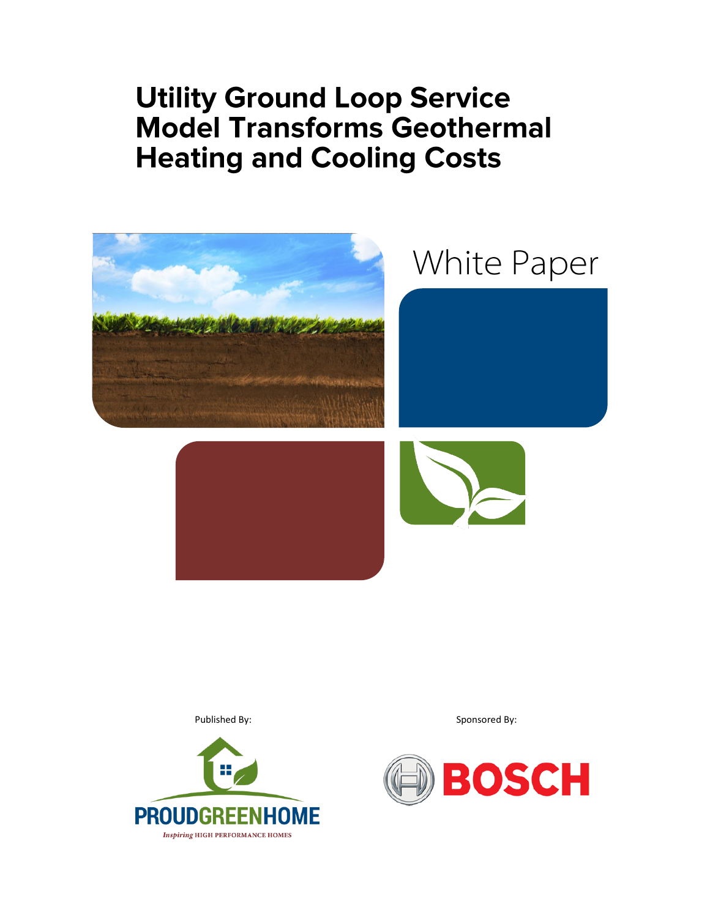# Utility Ground Loop Service Model Transforms Geothermal Heating and Cooling Costs

White Paper

Published By:

PROUDGREENHOME

*Inspiring* HIGH PERFORMANCE HOMES

Sponsored By:

BOSCH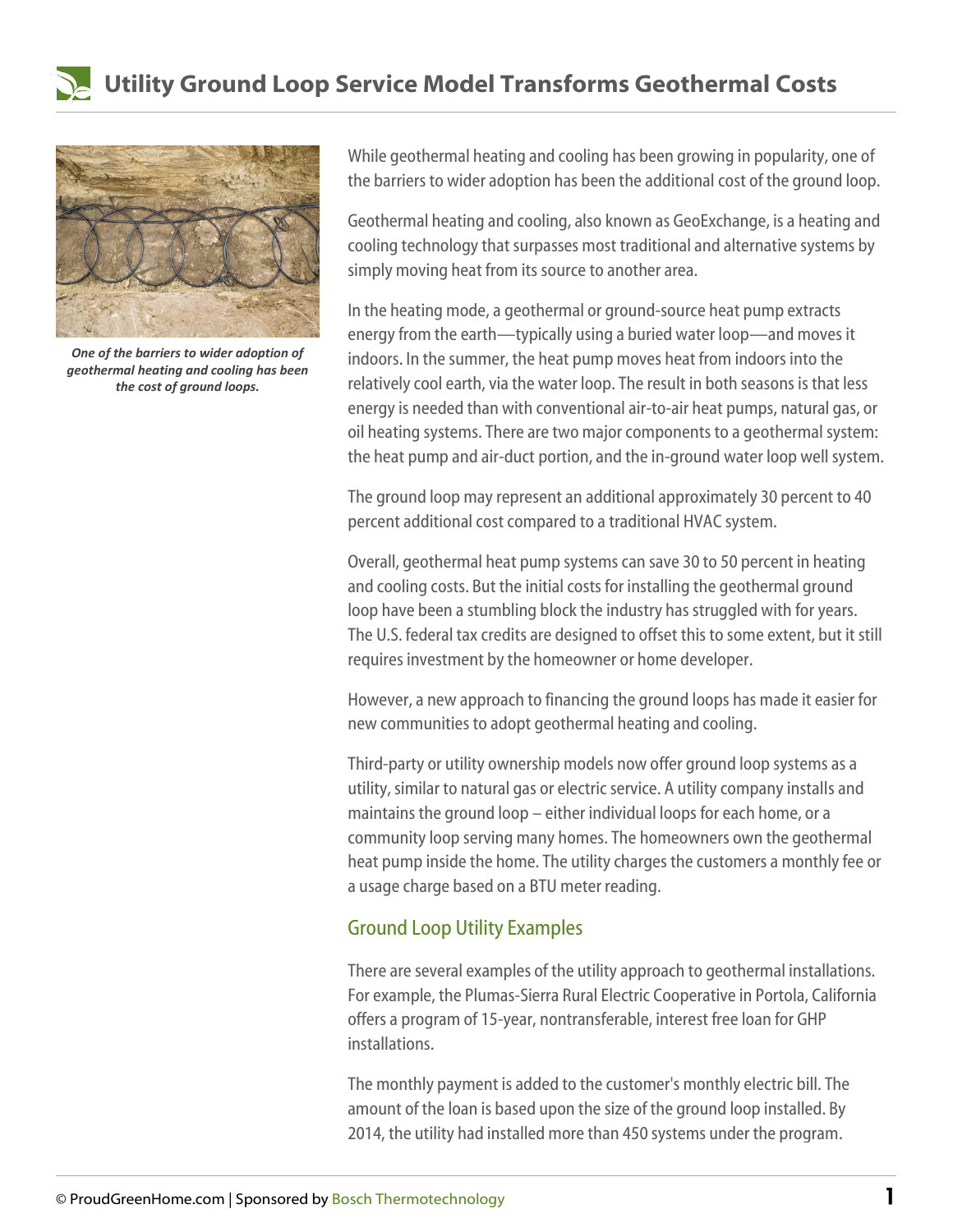# Utility Ground Loop Service Model Transforms Geothermal Costs

*One of the barriers to wider adoption of geothermal heating and cooling has been the cost of ground loops.*

While geothermal heating and cooling has been growing in popularity, one of the barriers to wider adoption has been the additional cost of the ground loop.

Geothermal heating and cooling, also known as GeoExchange, is a heating and cooling technology that surpasses most traditional and alternative systems by simply moving heat from its source to another area.

In the heating mode, a geothermal or ground-source heat pump extracts energy from the earth—typically using a buried water loop—and moves it indoors. In the summer, the heat pump moves heat from indoors into the relatively cool earth, via the water loop. The result in both seasons is that less energy is needed than with conventional air-to-air heat pumps, natural gas, or oil heating systems. There are two major components to a geothermal system: the heat pump and air-duct portion, and the in-ground water loop well system.

The ground loop may represent an additional approximately 30 percent to 40 percent additional cost compared to a traditional HVAC system.

Overall, geothermal heat pump systems can save 30 to 50 percent in heating and cooling costs. But the initial costs for installing the geothermal ground loop have been a stumbling block the industry has struggled with for years. The U.S. federal tax credits are designed to offset this to some extent, but it still requires investment by the homeowner or home developer.

However, a new approach to financing the ground loops has made it easier for new communities to adopt geothermal heating and cooling.

Third-party or utility ownership models now offer ground loop systems as a utility, similar to natural gas or electric service. A utility company installs and maintains the ground loop – either individual loops for each home, or a community loop serving many homes. The homeowners own the geothermal heat pump inside the home. The utility charges the customers a monthly fee or a usage charge based on a BTU meter reading.

## Ground Loop Utility Examples

There are several examples of the utility approach to geothermal installations. For example, the Plumas-Sierra Rural Electric Cooperative in Portola, California offers a program of 15-year, nontransferable, interest free loan for GHP installations.

The monthly payment is added to the customer's monthly electric bill. The amount of the loan is based upon the size of the ground loop installed. By 2014, the utility had installed more than 450 systems under the program.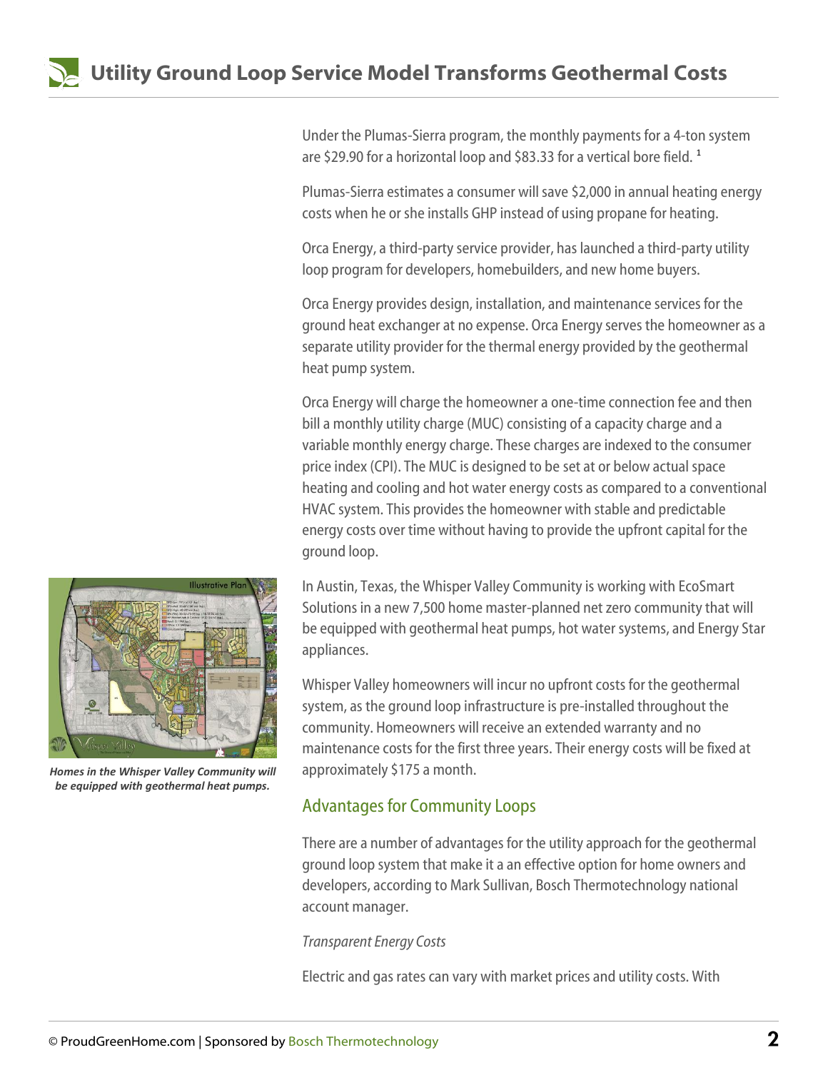Under the Plumas-Sierra program, the monthly payments for a 4-ton system are $29.90 for a horizontal loop and $83.33 for a vertical bore field. [1]

Plumas-Sierra estimates a consumer will save $2,000 in annual heating energy costs when he or she installs GHP instead of using propane for heating.

Orca Energy, a third-party service provider, has launched a third-party utility loop program for developers, homebuilders, and new home buyers.

Orca Energy provides design, installation, and maintenance services for the ground heat exchanger at no expense. Orca Energy serves the homeowner as a separate utility provider for the thermal energy provided by the geothermal heat pump system.

Orca Energy will charge the homeowner a one-time connection fee and then bill a monthly utility charge (MUC) consisting of a capacity charge and a variable monthly energy charge. These charges are indexed to the consumer price index (CPI). The MUC is designed to be set at or below actual space heating and cooling and hot water energy costs as compared to a conventional HVAC system. This provides the homeowner with stable and predictable energy costs over time without having to provide the upfront capital for the ground loop.

In Austin, Texas, the Whisper Valley Community is working with EcoSmart Solutions in a new 7,500 home master-planned net zero community that will be equipped with geothermal heat pumps, hot water systems, and Energy Star appliances.

*Homes in the Whisper Valley Community will be equipped with geothermal heat pumps.*

Whisper Valley homeowners will incur no upfront costs for the geothermal system, as the ground loop infrastructure is pre-installed throughout the community. Homeowners will receive an extended warranty and no maintenance costs for the first three years. Their energy costs will be fixed at approximately $175 a month.

## Advantages for Community Loops

There are a number of advantages for the utility approach for the geothermal ground loop system that make it a an effective option for home owners and developers, according to Mark Sullivan, Bosch Thermotechnology national account manager.

*Transparent Energy Costs*

Electric and gas rates can vary with market prices and utility costs. With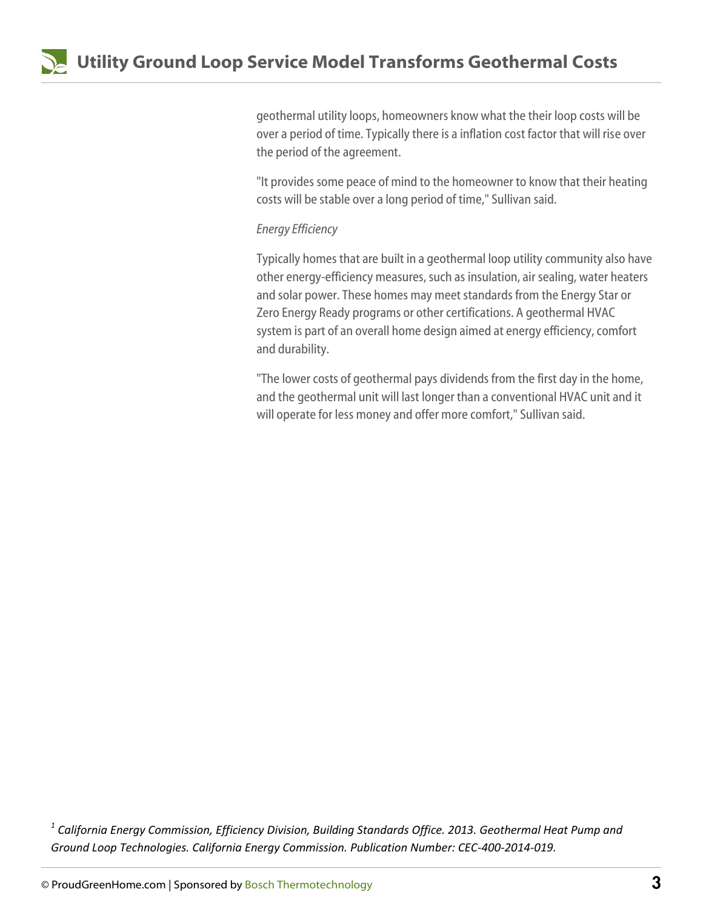geothermal utility loops, homeowners know what the their loop costs will be over a period of time. Typically there is a inflation cost factor that will rise over the period of the agreement.

"It provides some peace of mind to the homeowner to know that their heating costs will be stable over a long period of time," Sullivan said.

*Energy Efficiency*

Typically homes that are built in a geothermal loop utility community also have other energy-efficiency measures, such as insulation, air sealing, water heaters and solar power. These homes may meet standards from the Energy Star or Zero Energy Ready programs or other certifications. A geothermal HVAC system is part of an overall home design aimed at energy efficiency, comfort and durability.

"The lower costs of geothermal pays dividends from the first day in the home, and the geothermal unit will last longer than a conventional HVAC unit and it will operate for less money and offer more comfort," Sullivan said.

[1] *California Energy Commission, Efficiency Division, Building Standards Office. 2013. Geothermal Heat Pump and Ground Loop Technologies. California Energy Commission. Publication Number: CEC-400-2014-019.*